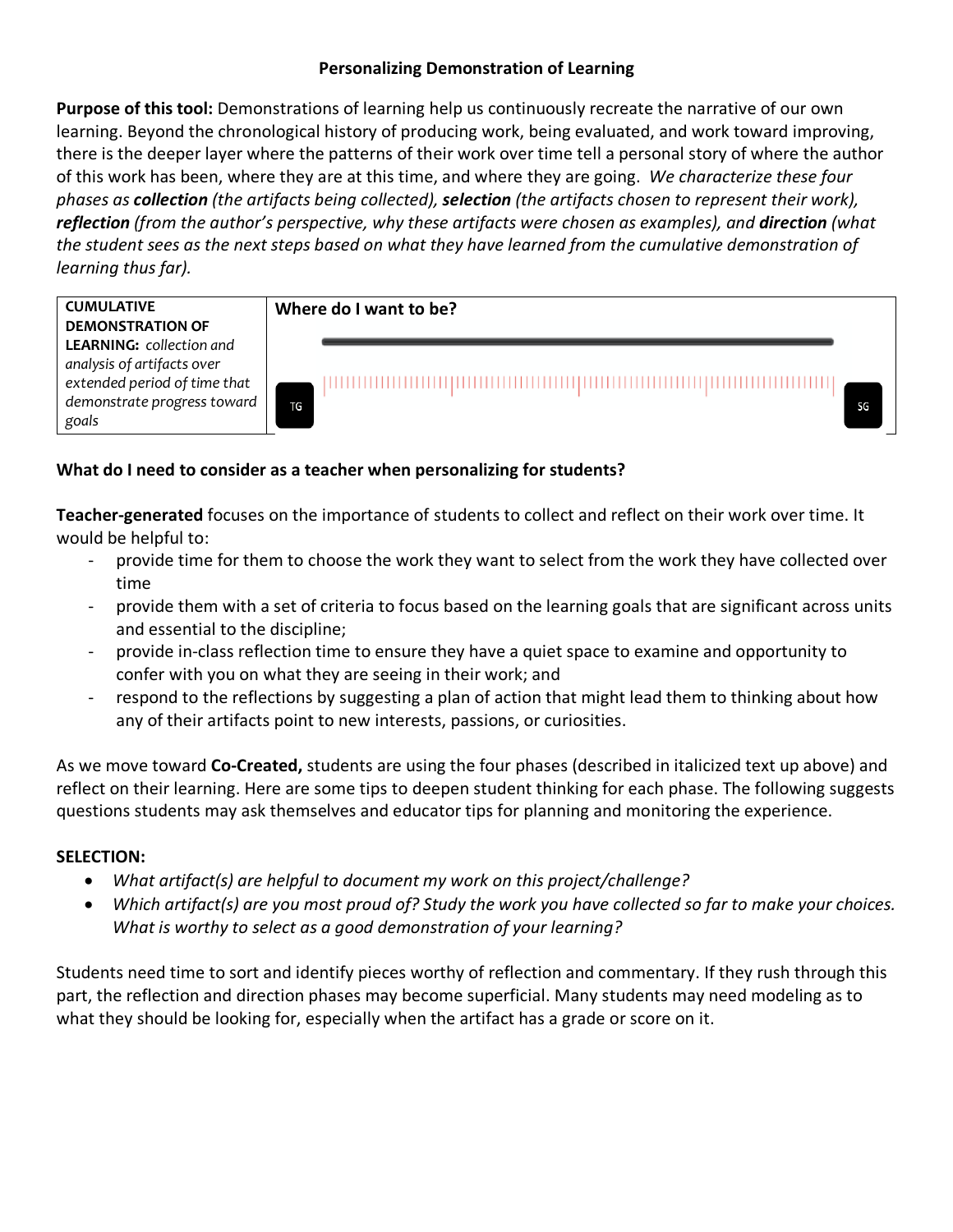**Personalizing Demonstration of Learning**

**Purpose of this tool:** Demonstrations of learning help us continuously recreate the narrative of our own learning. Beyond the chronological history of producing work, being evaluated, and work toward improving, there is the deeper layer where the patterns of their work over time tell a personal story of where the author of this work has been, where they are at this time, and where they are going. *We characterize these four phases as **collection** (the artifacts being collected), **selection** (the artifacts chosen to represent their work), **reflection** (from the author's perspective, why these artifacts were chosen as examples), and **direction** (what the student sees as the next steps based on what they have learned from the cumulative demonstration of learning thus far).*

| **CUMULATIVE DEMONSTRATION OF LEARNING:** *collection and analysis of artifacts over extended period of time that demonstrate progress toward goals* | **Where do I want to be?** TG ... SG |
|---|---|

**What do I need to consider as a teacher when personalizing for students?**

**Teacher-generated** focuses on the importance of students to collect and reflect on their work over time. It would be helpful to:

- provide time for them to choose the work they want to select from the work they have collected over time
- provide them with a set of criteria to focus based on the learning goals that are significant across units and essential to the discipline;
- provide in-class reflection time to ensure they have a quiet space to examine and opportunity to confer with you on what they are seeing in their work; and
- respond to the reflections by suggesting a plan of action that might lead them to thinking about how any of their artifacts point to new interests, passions, or curiosities.

As we move toward **Co-Created,** students are using the four phases (described in italicized text up above) and reflect on their learning. Here are some tips to deepen student thinking for each phase. The following suggests questions students may ask themselves and educator tips for planning and monitoring the experience.

**SELECTION:**

- *What artifact(s) are helpful to document my work on this project/challenge?*
- *Which artifact(s) are you most proud of? Study the work you have collected so far to make your choices. What is worthy to select as a good demonstration of your learning?*

Students need time to sort and identify pieces worthy of reflection and commentary. If they rush through this part, the reflection and direction phases may become superficial. Many students may need modeling as to what they should be looking for, especially when the artifact has a grade or score on it.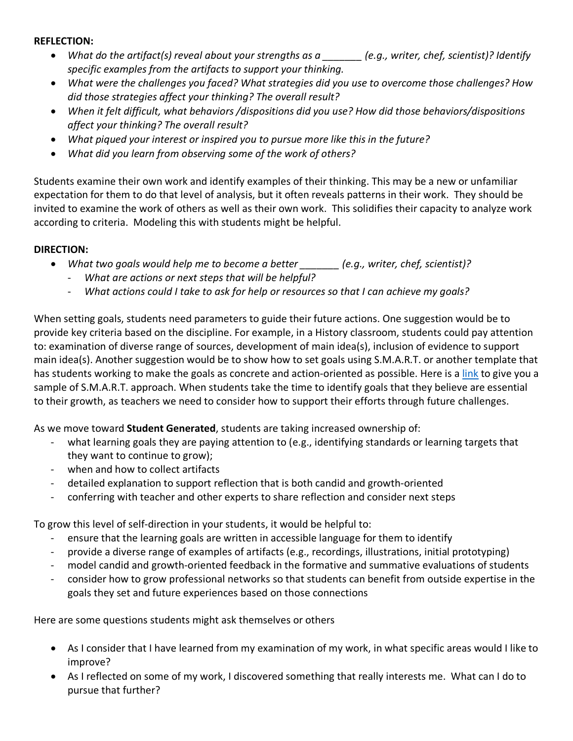**REFLECTION:**

- *What do the artifact(s) reveal about your strengths as a _______ (e.g., writer, chef, scientist)? Identify specific examples from the artifacts to support your thinking.*
- *What were the challenges you faced? What strategies did you use to overcome those challenges? How did those strategies affect your thinking? The overall result?*
- *When it felt difficult, what behaviors /dispositions did you use? How did those behaviors/dispositions affect your thinking? The overall result?*
- *What piqued your interest or inspired you to pursue more like this in the future?*
- *What did you learn from observing some of the work of others?*

Students examine their own work and identify examples of their thinking. This may be a new or unfamiliar expectation for them to do that level of analysis, but it often reveals patterns in their work. They should be invited to examine the work of others as well as their own work. This solidifies their capacity to analyze work according to criteria. Modeling this with students might be helpful.

**DIRECTION:**

- *What two goals would help me to become a better _______ (e.g., writer, chef, scientist)?*
  - *What are actions or next steps that will be helpful?*
  - *What actions could I take to ask for help or resources so that I can achieve my goals?*

When setting goals, students need parameters to guide their future actions. One suggestion would be to provide key criteria based on the discipline. For example, in a History classroom, students could pay attention to: examination of diverse range of sources, development of main idea(s), inclusion of evidence to support main idea(s). Another suggestion would be to show how to set goals using S.M.A.R.T. or another template that has students working to make the goals as concrete and action-oriented as possible. Here is a link to give you a sample of S.M.A.R.T. approach. When students take the time to identify goals that they believe are essential to their growth, as teachers we need to consider how to support their efforts through future challenges.

As we move toward **Student Generated**, students are taking increased ownership of:

- what learning goals they are paying attention to (e.g., identifying standards or learning targets that they want to continue to grow);
- when and how to collect artifacts
- detailed explanation to support reflection that is both candid and growth-oriented
- conferring with teacher and other experts to share reflection and consider next steps

To grow this level of self-direction in your students, it would be helpful to:

- ensure that the learning goals are written in accessible language for them to identify
- provide a diverse range of examples of artifacts (e.g., recordings, illustrations, initial prototyping)
- model candid and growth-oriented feedback in the formative and summative evaluations of students
- consider how to grow professional networks so that students can benefit from outside expertise in the goals they set and future experiences based on those connections

Here are some questions students might ask themselves or others

- As I consider that I have learned from my examination of my work, in what specific areas would I like to improve?
- As I reflected on some of my work, I discovered something that really interests me. What can I do to pursue that further?